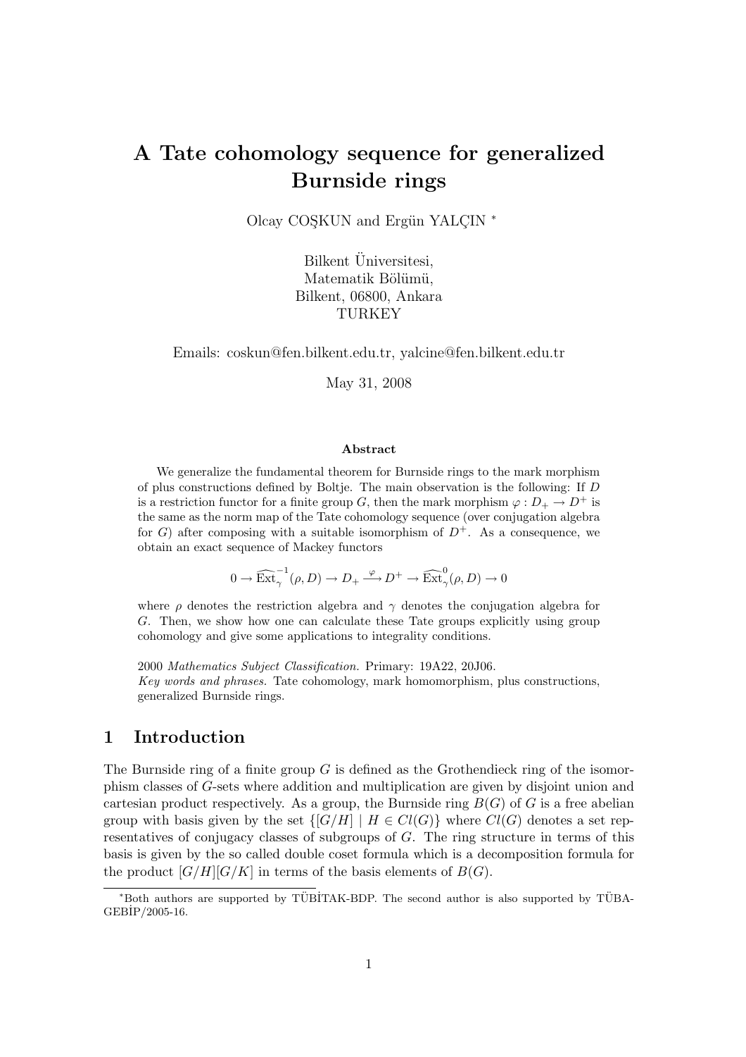# A Tate cohomology sequence for generalized Burnside rings

Olcay COŞKUN and Ergün YALÇIN [*]

Bilkent Üniversitesi,
Matematik Bölümü,
Bilkent, 06800, Ankara
TURKEY

Emails: coskun@fen.bilkent.edu.tr, yalcine@fen.bilkent.edu.tr

May 31, 2008

**Abstract**

We generalize the fundamental theorem for Burnside rings to the mark morphism of plus constructions defined by Boltje. The main observation is the following: If $D$ is a restriction functor for a finite group $G$, then the mark morphism $\varphi : D_+ \to D^+$ is the same as the norm map of the Tate cohomology sequence (over conjugation algebra for $G$) after composing with a suitable isomorphism of $D^+$. As a consequence, we obtain an exact sequence of Mackey functors

$$0 \to \widehat{\mathrm{Ext}}_\gamma^{-1}(\rho, D) \to D_+ \xrightarrow{\varphi} D^+ \to \widehat{\mathrm{Ext}}_\gamma^{0}(\rho, D) \to 0$$

where $\rho$ denotes the restriction algebra and $\gamma$ denotes the conjugation algebra for $G$. Then, we show how one can calculate these Tate groups explicitly using group cohomology and give some applications to integrality conditions.

2000 *Mathematics Subject Classification.* Primary: 19A22, 20J06.
*Key words and phrases.* Tate cohomology, mark homomorphism, plus constructions, generalized Burnside rings.

## 1 Introduction

The Burnside ring of a finite group $G$ is defined as the Grothendieck ring of the isomorphism classes of $G$-sets where addition and multiplication are given by disjoint union and cartesian product respectively. As a group, the Burnside ring $B(G)$ of $G$ is a free abelian group with basis given by the set $\{[G/H] \mid H \in Cl(G)\}$ where $Cl(G)$ denotes a set representatives of conjugacy classes of subgroups of $G$. The ring structure in terms of this basis is given by the so called double coset formula which is a decomposition formula for the product $[G/H][G/K]$ in terms of the basis elements of $B(G)$.

[*] Both authors are supported by TÜBİTAK-BDP. The second author is also supported by TÜBA-GEBİP/2005-16.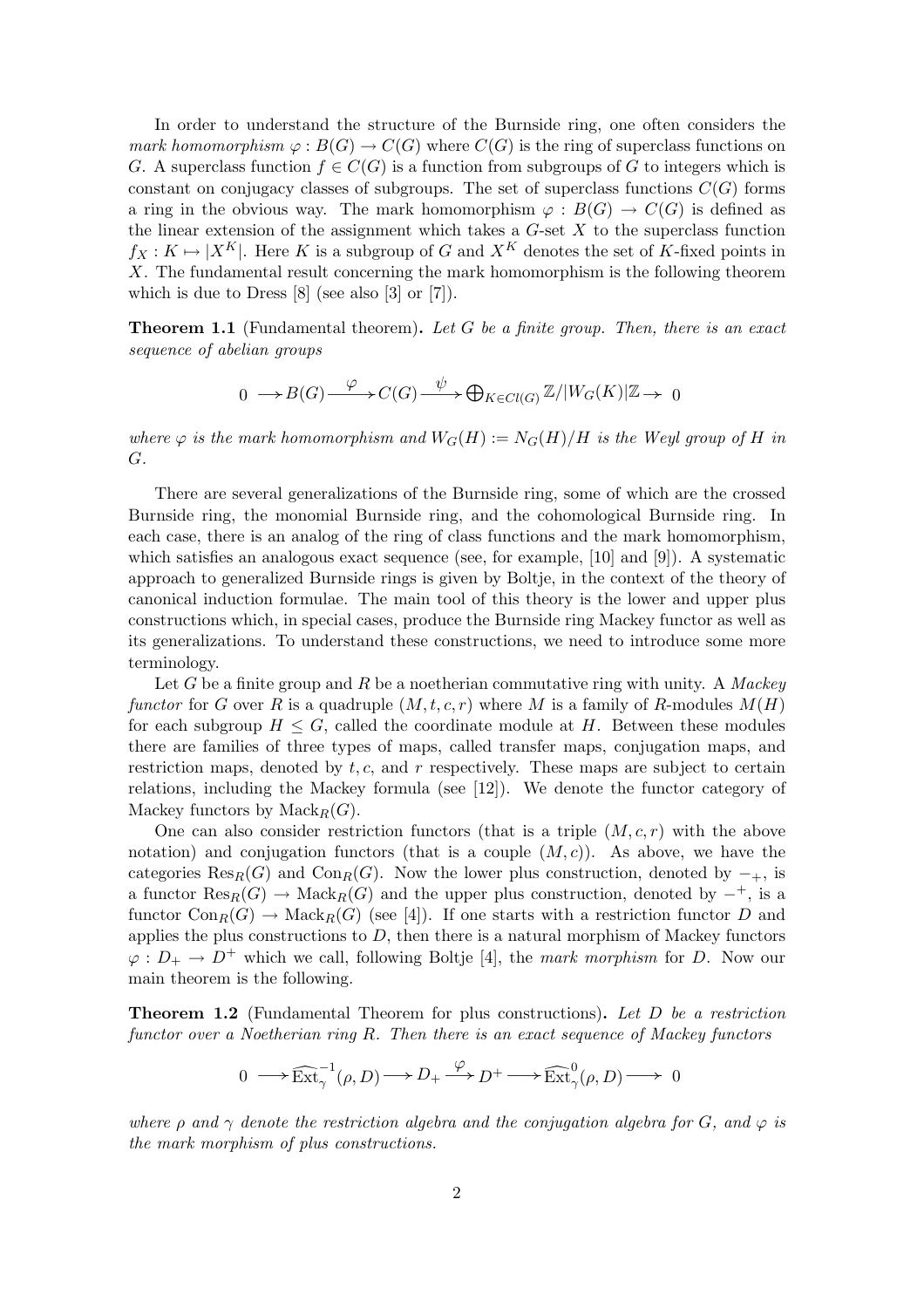In order to understand the structure of the Burnside ring, one often considers the *mark homomorphism* $\varphi : B(G) \to C(G)$ where $C(G)$ is the ring of superclass functions on $G$. A superclass function $f \in C(G)$ is a function from subgroups of $G$ to integers which is constant on conjugacy classes of subgroups. The set of superclass functions $C(G)$ forms a ring in the obvious way. The mark homomorphism $\varphi : B(G) \to C(G)$ is defined as the linear extension of the assignment which takes a $G$-set $X$ to the superclass function $f_X : K \mapsto |X^K|$. Here $K$ is a subgroup of $G$ and $X^K$ denotes the set of $K$-fixed points in $X$. The fundamental result concerning the mark homomorphism is the following theorem which is due to Dress [8] (see also [3] or [7]).

**Theorem 1.1** (Fundamental theorem)**.** *Let $G$ be a finite group. Then, there is an exact sequence of abelian groups*

$$0 \longrightarrow B(G) \xrightarrow{\ \varphi\ } C(G) \xrightarrow{\ \psi\ } \bigoplus_{K \in Cl(G)} \mathbb{Z}/|W_G(K)|\mathbb{Z} \rightarrow 0$$

*where $\varphi$ is the mark homomorphism and $W_G(H) := N_G(H)/H$ is the Weyl group of $H$ in $G$.*

There are several generalizations of the Burnside ring, some of which are the crossed Burnside ring, the monomial Burnside ring, and the cohomological Burnside ring. In each case, there is an analog of the ring of class functions and the mark homomorphism, which satisfies an analogous exact sequence (see, for example, [10] and [9]). A systematic approach to generalized Burnside rings is given by Boltje, in the context of the theory of canonical induction formulae. The main tool of this theory is the lower and upper plus constructions which, in special cases, produce the Burnside ring Mackey functor as well as its generalizations. To understand these constructions, we need to introduce some more terminology.

Let $G$ be a finite group and $R$ be a noetherian commutative ring with unity. A *Mackey functor* for $G$ over $R$ is a quadruple $(M, t, c, r)$ where $M$ is a family of $R$-modules $M(H)$ for each subgroup $H \leq G$, called the coordinate module at $H$. Between these modules there are families of three types of maps, called transfer maps, conjugation maps, and restriction maps, denoted by $t, c$, and $r$ respectively. These maps are subject to certain relations, including the Mackey formula (see [12]). We denote the functor category of Mackey functors by $\mathrm{Mack}_R(G)$.

One can also consider restriction functors (that is a triple $(M, c, r)$ with the above notation) and conjugation functors (that is a couple $(M, c)$). As above, we have the categories $\mathrm{Res}_R(G)$ and $\mathrm{Con}_R(G)$. Now the lower plus construction, denoted by $-_+$, is a functor $\mathrm{Res}_R(G) \to \mathrm{Mack}_R(G)$ and the upper plus construction, denoted by $-^+$, is a functor $\mathrm{Con}_R(G) \to \mathrm{Mack}_R(G)$ (see [4]). If one starts with a restriction functor $D$ and applies the plus constructions to $D$, then there is a natural morphism of Mackey functors $\varphi : D_+ \to D^+$ which we call, following Boltje [4], the *mark morphism* for $D$. Now our main theorem is the following.

**Theorem 1.2** (Fundamental Theorem for plus constructions)**.** *Let $D$ be a restriction functor over a Noetherian ring $R$. Then there is an exact sequence of Mackey functors*

$$0 \longrightarrow \widehat{\mathrm{Ext}}_{\gamma}^{-1}(\rho, D) \longrightarrow D_+ \xrightarrow{\ \varphi\ } D^+ \longrightarrow \widehat{\mathrm{Ext}}_{\gamma}^{0}(\rho, D) \longrightarrow 0$$

*where $\rho$ and $\gamma$ denote the restriction algebra and the conjugation algebra for $G$, and $\varphi$ is the mark morphism of plus constructions.*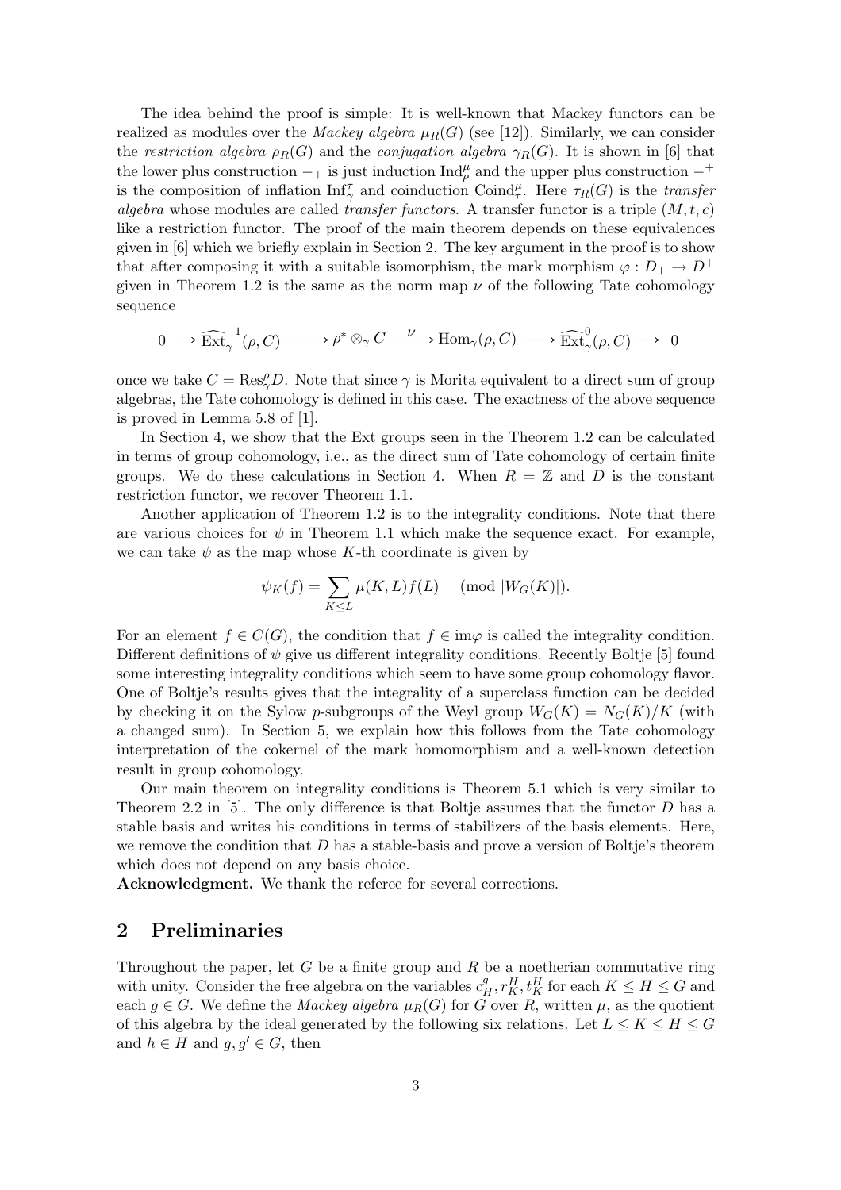The idea behind the proof is simple: It is well-known that Mackey functors can be realized as modules over the *Mackey algebra* $\mu_R(G)$ (see [12]). Similarly, we can consider the *restriction algebra* $\rho_R(G)$ and the *conjugation algebra* $\gamma_R(G)$. It is shown in [6] that the lower plus construction $-_+$ is just induction $\mathrm{Ind}_\rho^\mu$ and the upper plus construction $-^+$ is the composition of inflation $\mathrm{Inf}_\gamma^\tau$ and coinduction $\mathrm{Coind}_\tau^\mu$. Here $\tau_R(G)$ is the *transfer algebra* whose modules are called *transfer functors*. A transfer functor is a triple $(M, t, c)$ like a restriction functor. The proof of the main theorem depends on these equivalences given in [6] which we briefly explain in Section 2. The key argument in the proof is to show that after composing it with a suitable isomorphism, the mark morphism $\varphi : D_+ \to D^+$ given in Theorem 1.2 is the same as the norm map $\nu$ of the following Tate cohomology sequence

$$0 \longrightarrow \widehat{\mathrm{Ext}}_\gamma^{-1}(\rho, C) \longrightarrow \rho^* \otimes_\gamma C \xrightarrow{\ \nu\ } \mathrm{Hom}_\gamma(\rho, C) \longrightarrow \widehat{\mathrm{Ext}}_\gamma^{0}(\rho, C) \longrightarrow 0$$

once we take $C = \mathrm{Res}_\gamma^\rho D$. Note that since $\gamma$ is Morita equivalent to a direct sum of group algebras, the Tate cohomology is defined in this case. The exactness of the above sequence is proved in Lemma 5.8 of [1].

In Section 4, we show that the Ext groups seen in the Theorem 1.2 can be calculated in terms of group cohomology, i.e., as the direct sum of Tate cohomology of certain finite groups. We do these calculations in Section 4. When $R = \mathbb{Z}$ and $D$ is the constant restriction functor, we recover Theorem 1.1.

Another application of Theorem 1.2 is to the integrality conditions. Note that there are various choices for $\psi$ in Theorem 1.1 which make the sequence exact. For example, we can take $\psi$ as the map whose $K$-th coordinate is given by

$$\psi_K(f) = \sum_{K \le L} \mu(K, L) f(L) \pmod{|W_G(K)|}.$$

For an element $f \in C(G)$, the condition that $f \in \mathrm{im}\varphi$ is called the integrality condition. Different definitions of $\psi$ give us different integrality conditions. Recently Boltje [5] found some interesting integrality conditions which seem to have some group cohomology flavor. One of Boltje's results gives that the integrality of a superclass function can be decided by checking it on the Sylow $p$-subgroups of the Weyl group $W_G(K) = N_G(K)/K$ (with a changed sum). In Section 5, we explain how this follows from the Tate cohomology interpretation of the cokernel of the mark homomorphism and a well-known detection result in group cohomology.

Our main theorem on integrality conditions is Theorem 5.1 which is very similar to Theorem 2.2 in [5]. The only difference is that Boltje assumes that the functor $D$ has a stable basis and writes his conditions in terms of stabilizers of the basis elements. Here, we remove the condition that $D$ has a stable-basis and prove a version of Boltje's theorem which does not depend on any basis choice.

**Acknowledgment.** We thank the referee for several corrections.

## 2 Preliminaries

Throughout the paper, let $G$ be a finite group and $R$ be a noetherian commutative ring with unity. Consider the free algebra on the variables $c_H^g, r_K^H, t_K^H$ for each $K \le H \le G$ and each $g \in G$. We define the *Mackey algebra* $\mu_R(G)$ for $G$ over $R$, written $\mu$, as the quotient of this algebra by the ideal generated by the following six relations. Let $L \le K \le H \le G$ and $h \in H$ and $g, g' \in G$, then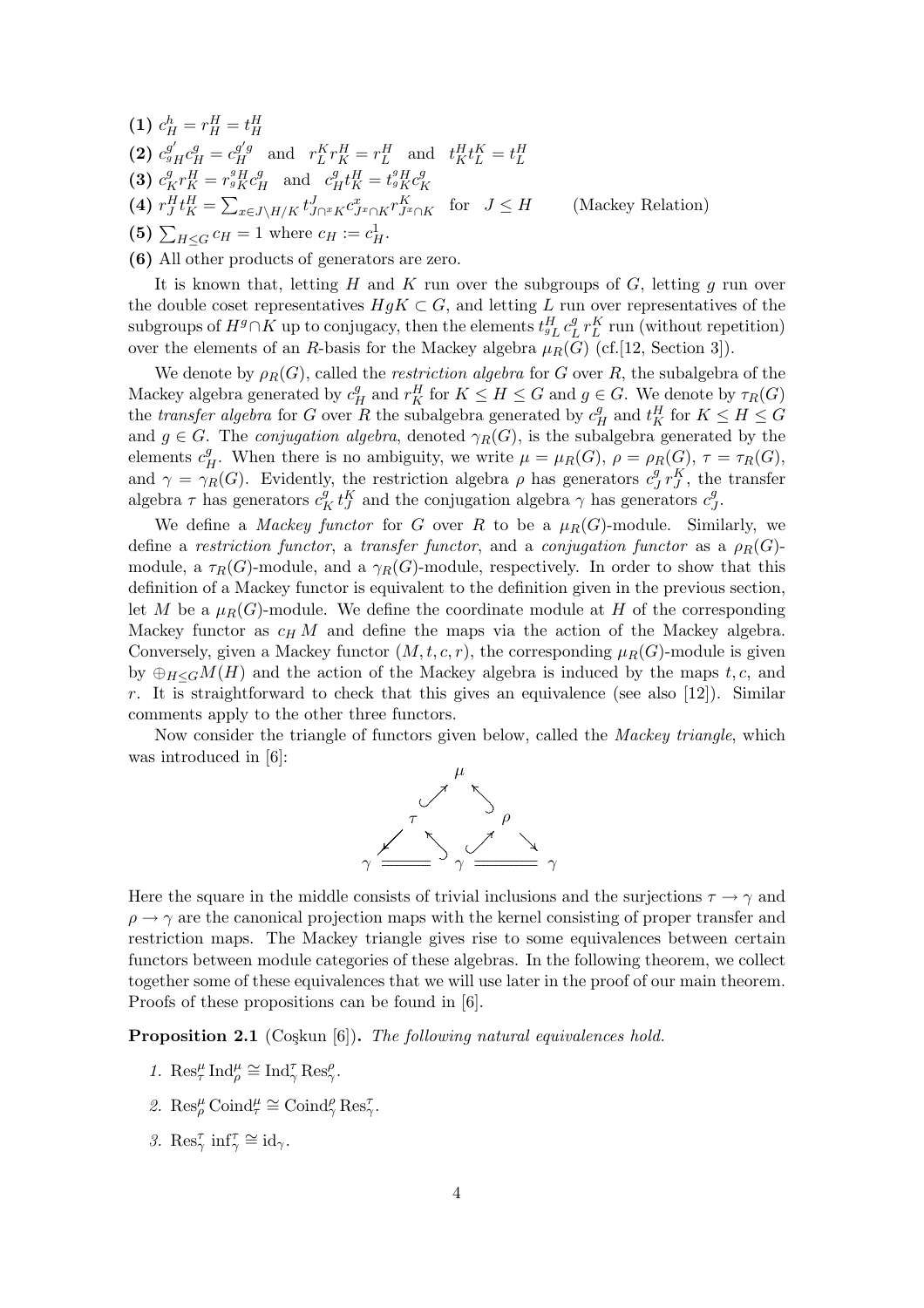**(1)** $c_H^h = r_H^H = t_H^H$

**(2)** $c_{{}^gH}^{g'} c_H^g = c_H^{g'g}$ and $r_L^K r_K^H = r_L^H$ and $t_K^H t_L^K = t_L^H$

**(3)** $c_K^g r_K^H = r_{{}^gK}^{{}^gH} c_H^g$ and $c_H^g t_K^H = t_{{}^gK}^{{}^gH} c_K^g$

**(4)** $r_J^H t_K^H = \sum_{x \in J\backslash H/K} t_{J\cap {}^xK}^J c_{J^x\cap K}^x r_{J^x\cap K}^K$ for $J \leq H$ (Mackey Relation)

**(5)** $\sum_{H\leq G} c_H = 1$ where $c_H := c_H^1$.

**(6)** All other products of generators are zero.

It is known that, letting $H$ and $K$ run over the subgroups of $G$, letting $g$ run over the double coset representatives $HgK \subset G$, and letting $L$ run over representatives of the subgroups of $H^g \cap K$ up to conjugacy, then the elements $t_{{}^gL}^H c_L^g r_L^K$ run (without repetition) over the elements of an $R$-basis for the Mackey algebra $\mu_R(G)$ (cf.[12, Section 3]).

We denote by $\rho_R(G)$, called the *restriction algebra* for $G$ over $R$, the subalgebra of the Mackey algebra generated by $c_H^g$ and $r_K^H$ for $K \leq H \leq G$ and $g \in G$. We denote by $\tau_R(G)$ the *transfer algebra* for $G$ over $R$ the subalgebra generated by $c_H^g$ and $t_K^H$ for $K \leq H \leq G$ and $g \in G$. The *conjugation algebra*, denoted $\gamma_R(G)$, is the subalgebra generated by the elements $c_H^g$. When there is no ambiguity, we write $\mu = \mu_R(G)$, $\rho = \rho_R(G)$, $\tau = \tau_R(G)$, and $\gamma = \gamma_R(G)$. Evidently, the restriction algebra $\rho$ has generators $c_J^g r_J^K$, the transfer algebra $\tau$ has generators $c_K^g t_J^K$ and the conjugation algebra $\gamma$ has generators $c_J^g$.

We define a *Mackey functor* for $G$ over $R$ to be a $\mu_R(G)$-module. Similarly, we define a *restriction functor*, a *transfer functor*, and a *conjugation functor* as a $\rho_R(G)$-module, a $\tau_R(G)$-module, and a $\gamma_R(G)$-module, respectively. In order to show that this definition of a Mackey functor is equivalent to the definition given in the previous section, let $M$ be a $\mu_R(G)$-module. We define the coordinate module at $H$ of the corresponding Mackey functor as $c_H M$ and define the maps via the action of the Mackey algebra. Conversely, given a Mackey functor $(M, t, c, r)$, the corresponding $\mu_R(G)$-module is given by $\oplus_{H\leq G} M(H)$ and the action of the Mackey algebra is induced by the maps $t, c$, and $r$. It is straightforward to check that this gives an equivalence (see also [12]). Similar comments apply to the other three functors.

Now consider the triangle of functors given below, called the *Mackey triangle*, which was introduced in [6]:

$$
\begin{array}{ccccc}
 & & \mu & & \\
 & \nearrow\!\!\swarrow & & \nwarrow\!\!\searrow & \\
 & \tau & & \rho & \\
\swarrow & \nwarrow\!\!\searrow & & \nearrow\!\!\swarrow & \searrow \\
\gamma & = & \gamma & = & \gamma
\end{array}
$$

Here the square in the middle consists of trivial inclusions and the surjections $\tau \to \gamma$ and $\rho \to \gamma$ are the canonical projection maps with the kernel consisting of proper transfer and restriction maps. The Mackey triangle gives rise to some equivalences between certain functors between module categories of these algebras. In the following theorem, we collect together some of these equivalences that we will use later in the proof of our main theorem. Proofs of these propositions can be found in [6].

**Proposition 2.1** (Coşkun [6]). *The following natural equivalences hold.*

1. $\mathrm{Res}_\tau^\mu \mathrm{Ind}_\rho^\mu \cong \mathrm{Ind}_\gamma^\tau \mathrm{Res}_\gamma^\rho$.
2. $\mathrm{Res}_\rho^\mu \mathrm{Coind}_\tau^\mu \cong \mathrm{Coind}_\gamma^\rho \mathrm{Res}_\gamma^\tau$.
3. $\mathrm{Res}_\gamma^\tau \inf_\gamma^\tau \cong \mathrm{id}_\gamma$.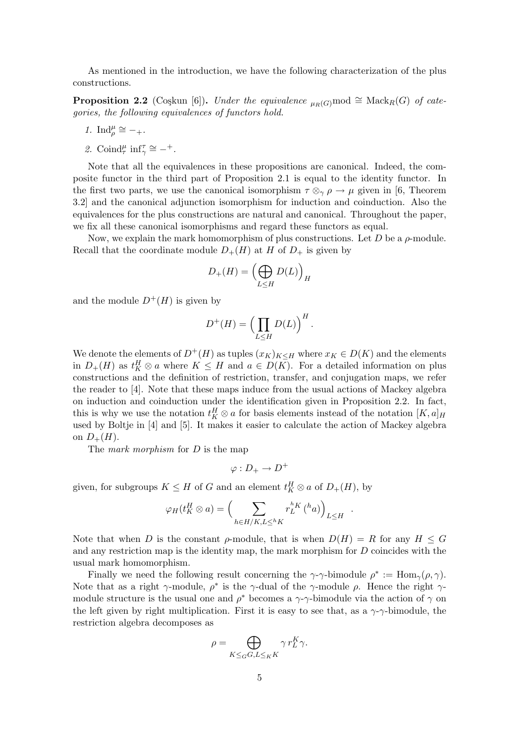As mentioned in the introduction, we have the following characterization of the plus constructions.

**Proposition 2.2** (Coşkun [6]). *Under the equivalence ${}_{\mu_R(G)}\mathrm{mod} \cong \mathrm{Mack}_R(G)$ of categories, the following equivalences of functors hold.*

1. $\mathrm{Ind}_\rho^\mu \cong -_+$.
2. $\mathrm{Coind}_\tau^\mu \inf_\gamma^\tau \cong -^+$.

Note that all the equivalences in these propositions are canonical. Indeed, the composite functor in the third part of Proposition 2.1 is equal to the identity functor. In the first two parts, we use the canonical isomorphism $\tau \otimes_\gamma \rho \to \mu$ given in [6, Theorem 3.2] and the canonical adjunction isomorphism for induction and coinduction. Also the equivalences for the plus constructions are natural and canonical. Throughout the paper, we fix all these canonical isomorphisms and regard these functors as equal.

Now, we explain the mark homomorphism of plus constructions. Let $D$ be a $\rho$-module. Recall that the coordinate module $D_+(H)$ at $H$ of $D_+$ is given by

$$D_+(H) = \Big(\bigoplus_{L\le H} D(L)\Big)_H$$

and the module $D^+(H)$ is given by

$$D^+(H) = \Big(\prod_{L\le H} D(L)\Big)^H.$$

We denote the elements of $D^+(H)$ as tuples $(x_K)_{K\le H}$ where $x_K \in D(K)$ and the elements in $D_+(H)$ as $t_K^H \otimes a$ where $K \le H$ and $a \in D(K)$. For a detailed information on plus constructions and the definition of restriction, transfer, and conjugation maps, we refer the reader to [4]. Note that these maps induce from the usual actions of Mackey algebra on induction and coinduction under the identification given in Proposition 2.2. In fact, this is why we use the notation $t_K^H \otimes a$ for basis elements instead of the notation $[K, a]_H$ used by Boltje in [4] and [5]. It makes it easier to calculate the action of Mackey algebra on $D_+(H)$.

The *mark morphism* for $D$ is the map

$$\varphi : D_+ \to D^+$$

given, for subgroups $K \le H$ of $G$ and an element $t_K^H \otimes a$ of $D_+(H)$, by

$$\varphi_H(t_K^H \otimes a) = \Big(\sum_{h\in H/K, L\le {}^hK} r_L^{{}^hK}\,({}^h a)\Big)_{L\le H}.$$

Note that when $D$ is the constant $\rho$-module, that is when $D(H) = R$ for any $H \le G$ and any restriction map is the identity map, the mark morphism for $D$ coincides with the usual mark homomorphism.

Finally we need the following result concerning the $\gamma$-$\gamma$-bimodule $\rho^* := \mathrm{Hom}_\gamma(\rho, \gamma)$. Note that as a right $\gamma$-module, $\rho^*$ is the $\gamma$-dual of the $\gamma$-module $\rho$. Hence the right $\gamma$-module structure is the usual one and $\rho^*$ becomes a $\gamma$-$\gamma$-bimodule via the action of $\gamma$ on the left given by right multiplication. First it is easy to see that, as a $\gamma$-$\gamma$-bimodule, the restriction algebra decomposes as

$$\rho = \bigoplus_{K\le_G G, L\le_K K} \gamma\, r_L^K \gamma.$$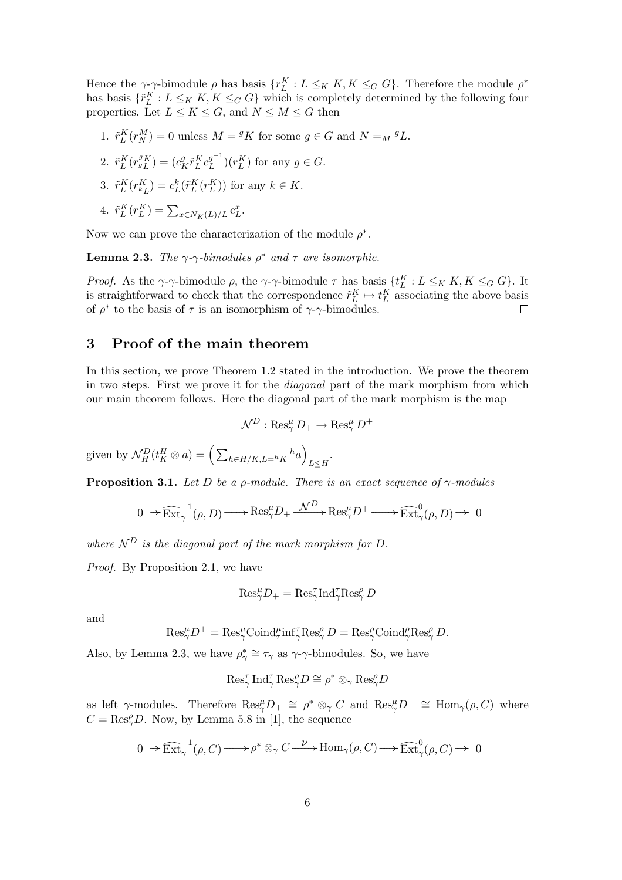Hence the $\gamma$-$\gamma$-bimodule $\rho$ has basis $\{r_L^K : L \leq_K K, K \leq_G G\}$. Therefore the module $\rho^*$ has basis $\{\tilde{r}_L^K : L \leq_K K, K \leq_G G\}$ which is completely determined by the following four properties. Let $L \leq K \leq G$, and $N \leq M \leq G$ then

1. $\tilde{r}_L^K(r_N^M) = 0$ unless $M = {}^gK$ for some $g \in G$ and $N =_M {}^gL$.
2. $\tilde{r}_L^K(r_{{}^gL}^{{}^gK}) = (c_K^g \tilde{r}_L^K c_L^{g^{-1}})(r_L^K)$ for any $g \in G$.
3. $\tilde{r}_L^K(r_{{}^kL}^K) = c_L^k(\tilde{r}_L^K(r_L^K))$ for any $k \in K$.
4. $\tilde{r}_L^K(r_L^K) = \sum_{x \in N_K(L)/L} c_L^x$.

Now we can prove the characterization of the module $\rho^*$.

**Lemma 2.3.** *The $\gamma$-$\gamma$-bimodules $\rho^*$ and $\tau$ are isomorphic.*

*Proof.* As the $\gamma$-$\gamma$-bimodule $\rho$, the $\gamma$-$\gamma$-bimodule $\tau$ has basis $\{t_L^K : L \leq_K K, K \leq_G G\}$. It is straightforward to check that the correspondence $\tilde{r}_L^K \mapsto t_L^K$ associating the above basis of $\rho^*$ to the basis of $\tau$ is an isomorphism of $\gamma$-$\gamma$-bimodules. $\square$

# 3 Proof of the main theorem

In this section, we prove Theorem 1.2 stated in the introduction. We prove the theorem in two steps. First we prove it for the *diagonal* part of the mark morphism from which our main theorem follows. Here the diagonal part of the mark morphism is the map

$$\mathcal{N}^D : \operatorname{Res}_\gamma^\mu D_+ \to \operatorname{Res}_\gamma^\mu D^+$$

given by $\mathcal{N}_H^D(t_K^H \otimes a) = \left(\sum_{h \in H/K, L = {}^hK} {}^ha\right)_{L \leq H}$.

**Proposition 3.1.** *Let $D$ be a $\rho$-module. There is an exact sequence of $\gamma$-modules*

$$0 \to \widehat{\operatorname{Ext}}_\gamma^{-1}(\rho, D) \longrightarrow \operatorname{Res}_\gamma^\mu D_+ \xrightarrow{\mathcal{N}^D} \operatorname{Res}_\gamma^\mu D^+ \longrightarrow \widehat{\operatorname{Ext}}_\gamma^0(\rho, D) \to 0$$

*where $\mathcal{N}^D$ is the diagonal part of the mark morphism for $D$.*

*Proof.* By Proposition 2.1, we have

$$\operatorname{Res}_\gamma^\mu D_+ = \operatorname{Res}_\gamma^\tau \operatorname{Ind}_\gamma^\tau \operatorname{Res}_\gamma^\rho D$$

and

$$\operatorname{Res}_\gamma^\mu D^+ = \operatorname{Res}_\gamma^\mu \operatorname{Coind}_\tau^\mu \operatorname{inf}_\gamma^\tau \operatorname{Res}_\gamma^\rho D = \operatorname{Res}_\gamma^\rho \operatorname{Coind}_\gamma^\rho \operatorname{Res}_\gamma^\rho D.$$

Also, by Lemma 2.3, we have $\rho_\gamma^* \cong \tau_\gamma$ as $\gamma$-$\gamma$-bimodules. So, we have

$$\operatorname{Res}_\gamma^\tau \operatorname{Ind}_\gamma^\tau \operatorname{Res}_\gamma^\rho D \cong \rho^* \otimes_\gamma \operatorname{Res}_\gamma^\rho D$$

as left $\gamma$-modules. Therefore $\operatorname{Res}_\gamma^\mu D_+ \cong \rho^* \otimes_\gamma C$ and $\operatorname{Res}_\gamma^\mu D^+ \cong \operatorname{Hom}_\gamma(\rho, C)$ where $C = \operatorname{Res}_\gamma^\rho D$. Now, by Lemma 5.8 in [1], the sequence

$$0 \to \widehat{\operatorname{Ext}}_\gamma^{-1}(\rho, C) \longrightarrow \rho^* \otimes_\gamma C \xrightarrow{\nu} \operatorname{Hom}_\gamma(\rho, C) \longrightarrow \widehat{\operatorname{Ext}}_\gamma^0(\rho, C) \to 0$$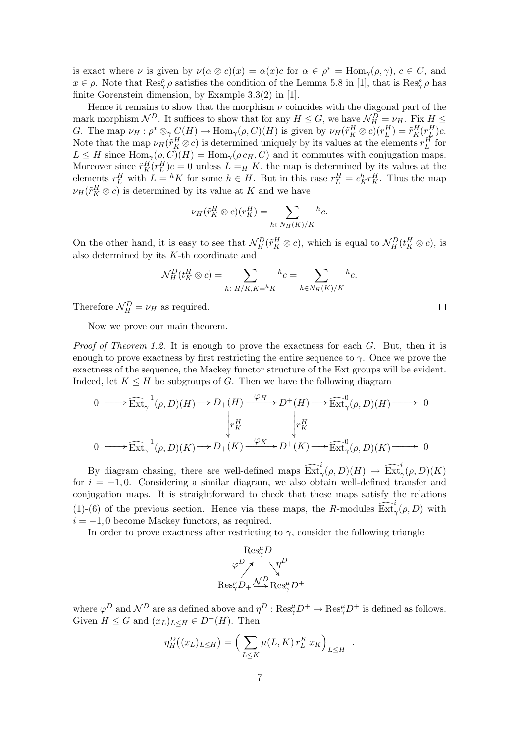is exact where $\nu$ is given by $\nu(\alpha \otimes c)(x) = \alpha(x)c$ for $\alpha \in \rho^* = \mathrm{Hom}_\gamma(\rho, \gamma)$, $c \in C$, and $x \in \rho$. Note that $\mathrm{Res}^\rho_\gamma \rho$ satisfies the condition of the Lemma 5.8 in [1], that is $\mathrm{Res}^\rho_\gamma \rho$ has finite Gorenstein dimension, by Example 3.3(2) in [1].

Hence it remains to show that the morphism $\nu$ coincides with the diagonal part of the mark morphism $\mathcal{N}^D$. It suffices to show that for any $H \leq G$, we have $\mathcal{N}^D_H = \nu_H$. Fix $H \leq G$. The map $\nu_H : \rho^* \otimes_\gamma C(H) \to \mathrm{Hom}_\gamma(\rho, C)(H)$ is given by $\nu_H(\tilde{r}^H_K \otimes c)(r^H_L) = \tilde{r}^H_K(r^H_L)c$. Note that the map $\nu_H(\tilde{r}^H_K \otimes c)$ is determined uniquely by its values at the elements $r^H_L$ for $L \leq H$ since $\mathrm{Hom}_\gamma(\rho, C)(H) = \mathrm{Hom}_\gamma(\rho\, c_H, C)$ and it commutes with conjugation maps. Moreover since $\tilde{r}^H_K(r^H_L)c = 0$ unless $L =_H K$, the map is determined by its values at the elements $r^H_L$ with $L = {}^hK$ for some $h \in H$. But in this case $r^H_L = c^h_K r^H_K$. Thus the map $\nu_H(\tilde{r}^H_K \otimes c)$ is determined by its value at $K$ and we have

$$\nu_H(\tilde{r}^H_K \otimes c)(r^H_K) = \sum_{h \in N_H(K)/K} {}^hc.$$

On the other hand, it is easy to see that $\mathcal{N}^D_H(\tilde{r}^H_K \otimes c)$, which is equal to $\mathcal{N}^D_H(t^H_K \otimes c)$, is also determined by its $K$-th coordinate and

$$\mathcal{N}^D_H(t^H_K \otimes c) = \sum_{h \in H/K, K = {}^hK} {}^hc = \sum_{h \in N_H(K)/K} {}^hc.$$

Therefore $\mathcal{N}^D_H = \nu_H$ as required. □

Now we prove our main theorem.

*Proof of Theorem 1.2.* It is enough to prove the exactness for each $G$. But, then it is enough to prove exactness by first restricting the entire sequence to $\gamma$. Once we prove the exactness of the sequence, the Mackey functor structure of the Ext groups will be evident. Indeed, let $K \leq H$ be subgroups of $G$. Then we have the following diagram

$$\begin{array}{ccccccccc}
0 & \longrightarrow & \widehat{\mathrm{Ext}}^{-1}_\gamma(\rho, D)(H) & \longrightarrow & D_+(H) & \xrightarrow{\varphi_H} & D^+(H) & \longrightarrow & \widehat{\mathrm{Ext}}^{0}_\gamma(\rho, D)(H) \longrightarrow 0 \\
 & & & & \Big\downarrow r^H_K & & \Big\downarrow r^H_K & & \\
0 & \longrightarrow & \widehat{\mathrm{Ext}}^{-1}_\gamma(\rho, D)(K) & \longrightarrow & D_+(K) & \xrightarrow{\varphi_K} & D^+(K) & \longrightarrow & \widehat{\mathrm{Ext}}^{0}_\gamma(\rho, D)(K) \longrightarrow 0
\end{array}$$

By diagram chasing, there are well-defined maps $\widehat{\mathrm{Ext}}^{i}_\gamma(\rho, D)(H) \to \widehat{\mathrm{Ext}}^{i}_\gamma(\rho, D)(K)$ for $i = -1, 0$. Considering a similar diagram, we also obtain well-defined transfer and conjugation maps. It is straightforward to check that these maps satisfy the relations (1)-(6) of the previous section. Hence via these maps, the $R$-modules $\widehat{\mathrm{Ext}}^{i}_\gamma(\rho, D)$ with $i = -1, 0$ become Mackey functors, as required.

In order to prove exactness after restricting to $\gamma$, consider the following triangle

$$\begin{array}{ccc}
 & \mathrm{Res}^\mu_\gamma D^+ & \\
{}^{\varphi^D}\nearrow & & \searrow^{\eta^D} \\
\mathrm{Res}^\mu_\gamma D_+ & \xrightarrow{\mathcal{N}^D} & \mathrm{Res}^\mu_\gamma D^+
\end{array}$$

where $\varphi^D$ and $\mathcal{N}^D$ are as defined above and $\eta^D : \mathrm{Res}^\mu_\gamma D^+ \to \mathrm{Res}^\mu_\gamma D^+$ is defined as follows. Given $H \leq G$ and $(x_L)_{L \leq H} \in D^+(H)$. Then

$$\eta^D_H\big((x_L)_{L \leq H}\big) = \Big(\sum_{L \leq K} \mu(L, K)\, r^K_L\, x_K\Big)_{L \leq H} .$$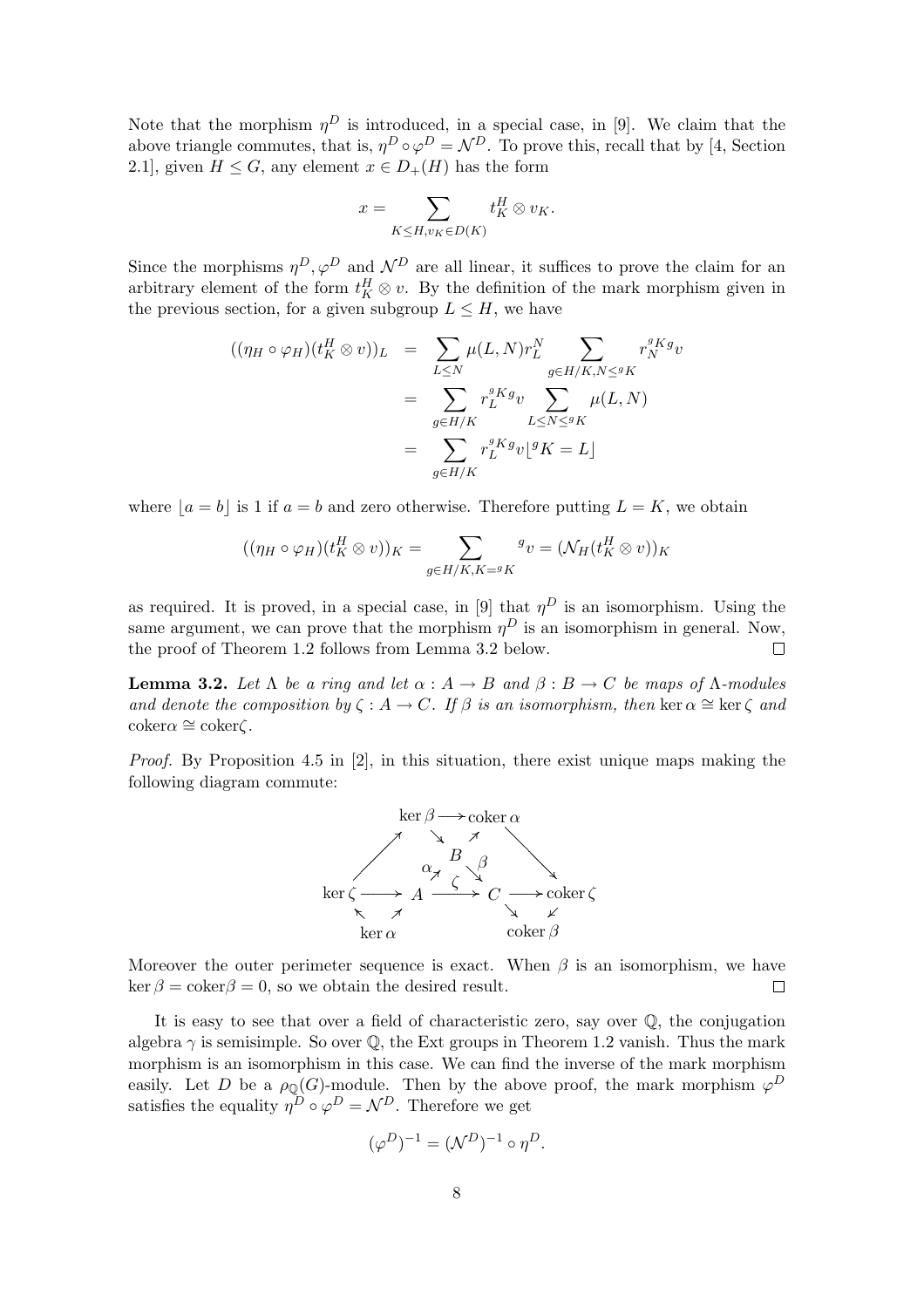Note that the morphism $\eta^D$ is introduced, in a special case, in [9]. We claim that the above triangle commutes, that is, $\eta^D \circ \varphi^D = \mathcal{N}^D$. To prove this, recall that by [4, Section 2.1], given $H \leq G$, any element $x \in D_+(H)$ has the form

$$x = \sum_{K \leq H, v_K \in D(K)} t_K^H \otimes v_K.$$

Since the morphisms $\eta^D, \varphi^D$ and $\mathcal{N}^D$ are all linear, it suffices to prove the claim for an arbitrary element of the form $t_K^H \otimes v$. By the definition of the mark morphism given in the previous section, for a given subgroup $L \leq H$, we have

$$\begin{aligned}
((\eta_H \circ \varphi_H)(t_K^H \otimes v))_L &= \sum_{L \leq N} \mu(L, N) r_L^N \sum_{g \in H/K, N \leq {}^gK} r_N^{{}^gK} {}^g v \\
&= \sum_{g \in H/K} r_L^{{}^gK} {}^g v \sum_{L \leq N \leq {}^gK} \mu(L, N) \\
&= \sum_{g \in H/K} r_L^{{}^gK} {}^g v \lfloor {}^gK = L \rfloor
\end{aligned}$$

where $\lfloor a = b \rfloor$ is 1 if $a = b$ and zero otherwise. Therefore putting $L = K$, we obtain

$$((\eta_H \circ \varphi_H)(t_K^H \otimes v))_K = \sum_{g \in H/K, K = {}^gK} {}^g v = (\mathcal{N}_H(t_K^H \otimes v))_K$$

as required. It is proved, in a special case, in [9] that $\eta^D$ is an isomorphism. Using the same argument, we can prove that the morphism $\eta^D$ is an isomorphism in general. Now, the proof of Theorem 1.2 follows from Lemma 3.2 below. $\square$

**Lemma 3.2.** *Let $\Lambda$ be a ring and let $\alpha : A \to B$ and $\beta : B \to C$ be maps of $\Lambda$-modules and denote the composition by $\zeta : A \to C$. If $\beta$ is an isomorphism, then $\ker \alpha \cong \ker \zeta$ and $\mathrm{coker}\alpha \cong \mathrm{coker}\zeta$.*

*Proof.* By Proposition 4.5 in [2], in this situation, there exist unique maps making the following diagram commute:

$$\begin{array}{ccccccccc}
 & & & \ker \beta & \longrightarrow & \mathrm{coker}\,\alpha & & & \\
 & & \nearrow & & \searrow \quad \nearrow & & \searrow & & \\
 & & & & B & & & & \\
 & & & \alpha \nearrow & & \searrow \beta & & & \\
\ker \zeta & \longrightarrow & A & & \xrightarrow{\ \zeta\ } & & C & \longrightarrow & \mathrm{coker}\,\zeta \\
 & \nwarrow & \nearrow & & & & \searrow & \swarrow & \\
 & & \ker \alpha & & & & \mathrm{coker}\,\beta & &
\end{array}$$

Moreover the outer perimeter sequence is exact. When $\beta$ is an isomorphism, we have $\ker \beta = \mathrm{coker}\beta = 0$, so we obtain the desired result. $\square$

It is easy to see that over a field of characteristic zero, say over $\mathbb{Q}$, the conjugation algebra $\gamma$ is semisimple. So over $\mathbb{Q}$, the Ext groups in Theorem 1.2 vanish. Thus the mark morphism is an isomorphism in this case. We can find the inverse of the mark morphism easily. Let $D$ be a $\rho_{\mathbb{Q}}(G)$-module. Then by the above proof, the mark morphism $\varphi^D$ satisfies the equality $\eta^D \circ \varphi^D = \mathcal{N}^D$. Therefore we get

$$(\varphi^D)^{-1} = (\mathcal{N}^D)^{-1} \circ \eta^D.$$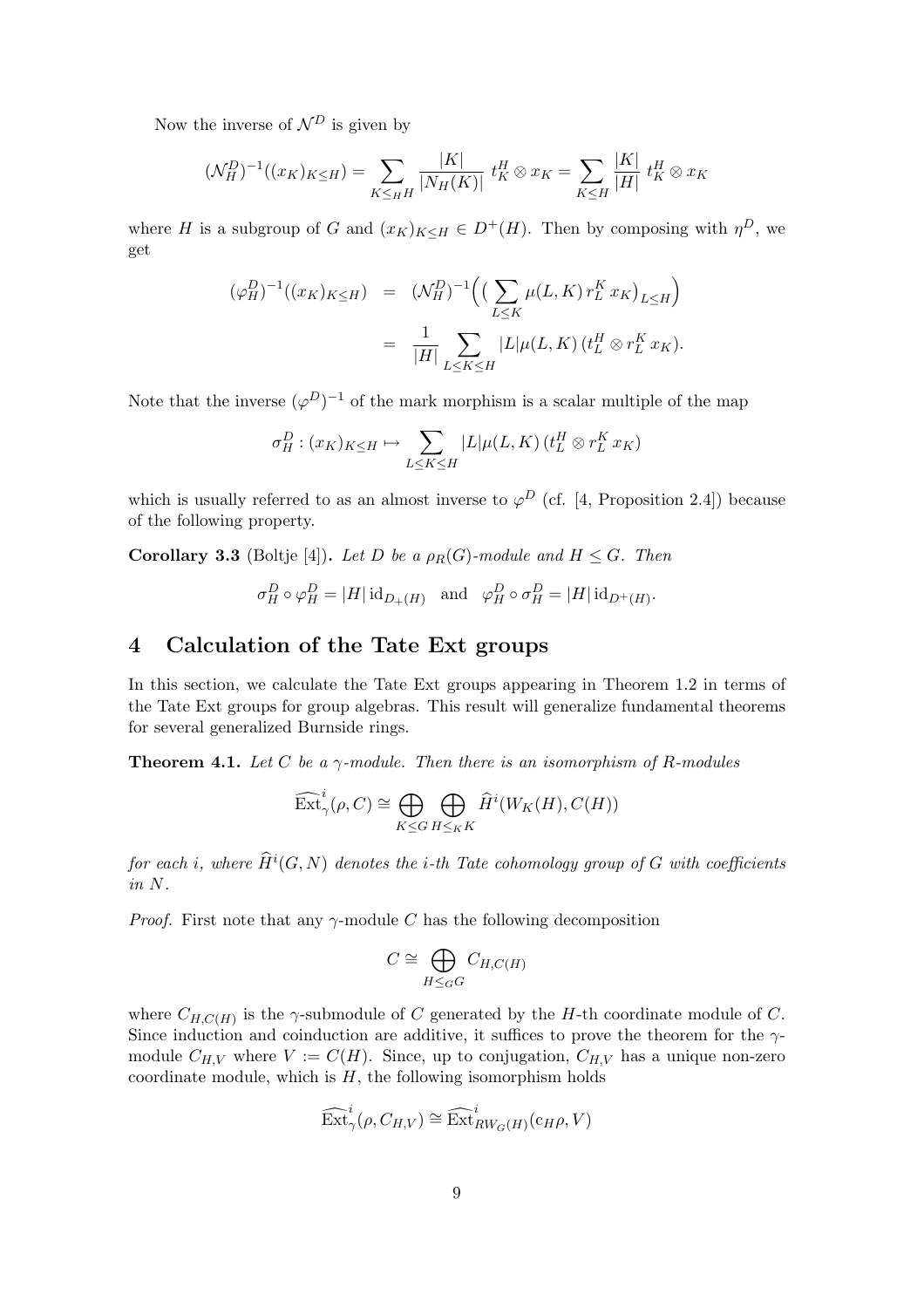Now the inverse of $\mathcal{N}^D$ is given by

$$(\mathcal{N}^D_H)^{-1}((x_K)_{K\leq H}) = \sum_{K\leq_H H} \frac{|K|}{|N_H(K)|}\, t^H_K \otimes x_K = \sum_{K\leq H} \frac{|K|}{|H|}\, t^H_K \otimes x_K$$

where $H$ is a subgroup of $G$ and $(x_K)_{K\leq H} \in D^+(H)$. Then by composing with $\eta^D$, we get

$$\begin{aligned}
(\varphi^D_H)^{-1}((x_K)_{K\leq H}) &= (\mathcal{N}^D_H)^{-1}\Big(\big(\sum_{L\leq K} \mu(L,K)\, r^K_L\, x_K\big)_{L\leq H}\Big) \\
&= \frac{1}{|H|} \sum_{L\leq K\leq H} |L|\mu(L,K)\, (t^H_L \otimes r^K_L\, x_K).
\end{aligned}$$

Note that the inverse $(\varphi^D)^{-1}$ of the mark morphism is a scalar multiple of the map

$$\sigma^D_H : (x_K)_{K\leq H} \mapsto \sum_{L\leq K\leq H} |L|\mu(L,K)\, (t^H_L \otimes r^K_L\, x_K)$$

which is usually referred to as an almost inverse to $\varphi^D$ (cf. [4, Proposition 2.4]) because of the following property.

**Corollary 3.3** (Boltje [4])**.** *Let $D$ be a $\rho_R(G)$-module and $H \leq G$. Then*

$$\sigma^D_H \circ \varphi^D_H = |H|\, \mathrm{id}_{D_+(H)} \quad \text{and} \quad \varphi^D_H \circ \sigma^D_H = |H|\, \mathrm{id}_{D^+(H)}.$$

## 4 Calculation of the Tate Ext groups

In this section, we calculate the Tate Ext groups appearing in Theorem 1.2 in terms of the Tate Ext groups for group algebras. This result will generalize fundamental theorems for several generalized Burnside rings.

**Theorem 4.1.** *Let $C$ be a $\gamma$-module. Then there is an isomorphism of $R$-modules*

$$\widehat{\mathrm{Ext}}^i_\gamma(\rho, C) \cong \bigoplus_{K\leq G} \bigoplus_{H\leq_K K} \widehat{H}^i(W_K(H), C(H))$$

*for each $i$, where $\widehat{H}^i(G,N)$ denotes the $i$-th Tate cohomology group of $G$ with coefficients in $N$.*

*Proof.* First note that any $\gamma$-module $C$ has the following decomposition

$$C \cong \bigoplus_{H\leq_G G} C_{H,C(H)}$$

where $C_{H,C(H)}$ is the $\gamma$-submodule of $C$ generated by the $H$-th coordinate module of $C$. Since induction and coinduction are additive, it suffices to prove the theorem for the $\gamma$-module $C_{H,V}$ where $V := C(H)$. Since, up to conjugation, $C_{H,V}$ has a unique non-zero coordinate module, which is $H$, the following isomorphism holds

$$\widehat{\mathrm{Ext}}^i_\gamma(\rho, C_{H,V}) \cong \widehat{\mathrm{Ext}}^i_{RW_G(H)}(\mathrm{c}_H\rho, V)$$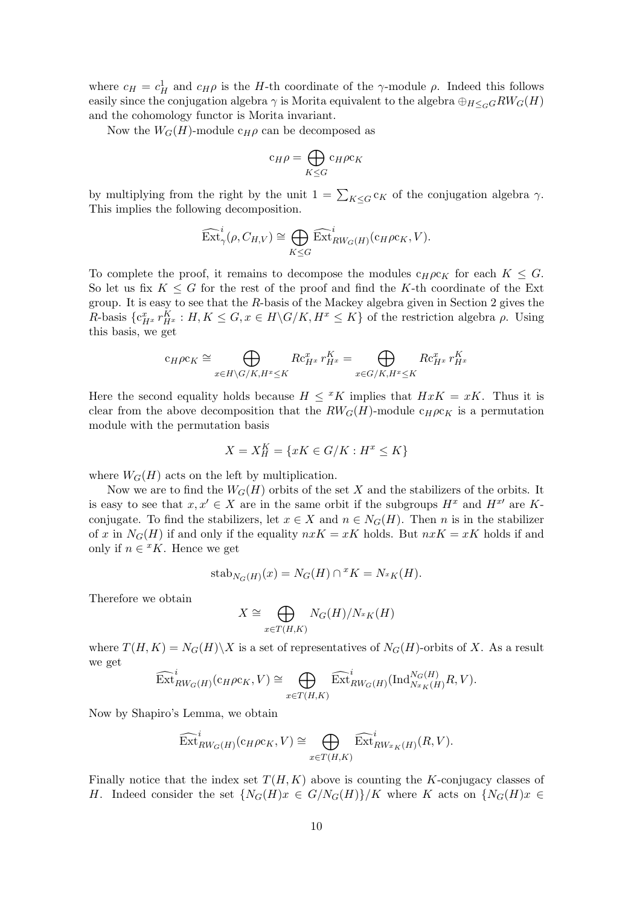where $c_H = c^1_H$ and $c_H\rho$ is the $H$-th coordinate of the $\gamma$-module $\rho$. Indeed this follows easily since the conjugation algebra $\gamma$ is Morita equivalent to the algebra $\oplus_{H\leq_G G} RW_G(H)$ and the cohomology functor is Morita invariant.

Now the $W_G(H)$-module $\mathrm{c}_H\rho$ can be decomposed as

$$\mathrm{c}_H\rho = \bigoplus_{K\leq G} \mathrm{c}_H\rho\mathrm{c}_K$$

by multiplying from the right by the unit $1 = \sum_{K\leq G} \mathrm{c}_K$ of the conjugation algebra $\gamma$. This implies the following decomposition.

$$\widehat{\mathrm{Ext}}^i_\gamma(\rho, C_{H,V}) \cong \bigoplus_{K\leq G} \widehat{\mathrm{Ext}}^i_{RW_G(H)}(\mathrm{c}_H\rho\mathrm{c}_K, V).$$

To complete the proof, it remains to decompose the modules $\mathrm{c}_H\rho\mathrm{c}_K$ for each $K \leq G$. So let us fix $K \leq G$ for the rest of the proof and find the $K$-th coordinate of the Ext group. It is easy to see that the $R$-basis of the Mackey algebra given in Section 2 gives the $R$-basis $\{\mathrm{c}^x_{H^x}\, r^K_{H^x} : H, K \leq G, x \in H\backslash G/K, H^x \leq K\}$ of the restriction algebra $\rho$. Using this basis, we get

$$\mathrm{c}_H\rho\mathrm{c}_K \cong \bigoplus_{x\in H\backslash G/K, H^x\leq K} R\mathrm{c}^x_{H^x}\, r^K_{H^x} = \bigoplus_{x\in G/K, H^x\leq K} R\mathrm{c}^x_{H^x}\, r^K_{H^x}$$

Here the second equality holds because $H \leq {}^xK$ implies that $HxK = xK$. Thus it is clear from the above decomposition that the $RW_G(H)$-module $\mathrm{c}_H\rho\mathrm{c}_K$ is a permutation module with the permutation basis

$$X = X^K_H = \{xK \in G/K : H^x \leq K\}$$

where $W_G(H)$ acts on the left by multiplication.

Now we are to find the $W_G(H)$ orbits of the set $X$ and the stabilizers of the orbits. It is easy to see that $x, x' \in X$ are in the same orbit if the subgroups $H^x$ and $H^{x'}$ are $K$-conjugate. To find the stabilizers, let $x \in X$ and $n \in N_G(H)$. Then $n$ is in the stabilizer of $x$ in $N_G(H)$ if and only if the equality $nxK = xK$ holds. But $nxK = xK$ holds if and only if $n \in {}^xK$. Hence we get

$$\mathrm{stab}_{N_G(H)}(x) = N_G(H) \cap {}^xK = N_{{}^xK}(H).$$

Therefore we obtain

$$X \cong \bigoplus_{x\in T(H,K)} N_G(H)/N_{{}^xK}(H)$$

where $T(H,K) = N_G(H)\backslash X$ is a set of representatives of $N_G(H)$-orbits of $X$. As a result we get

$$\widehat{\mathrm{Ext}}^i_{RW_G(H)}(\mathrm{c}_H\rho\mathrm{c}_K, V) \cong \bigoplus_{x\in T(H,K)} \widehat{\mathrm{Ext}}^i_{RW_G(H)}(\mathrm{Ind}^{N_G(H)}_{N_{{}^xK}(H)} R, V).$$

Now by Shapiro's Lemma, we obtain

$$\widehat{\mathrm{Ext}}^i_{RW_G(H)}(\mathrm{c}_H\rho\mathrm{c}_K, V) \cong \bigoplus_{x\in T(H,K)} \widehat{\mathrm{Ext}}^i_{RW_{{}^xK}(H)}(R, V).$$

Finally notice that the index set $T(H,K)$ above is counting the $K$-conjugacy classes of $H$. Indeed consider the set $\{N_G(H)x \in G/N_G(H)\}/K$ where $K$ acts on $\{N_G(H)x \in$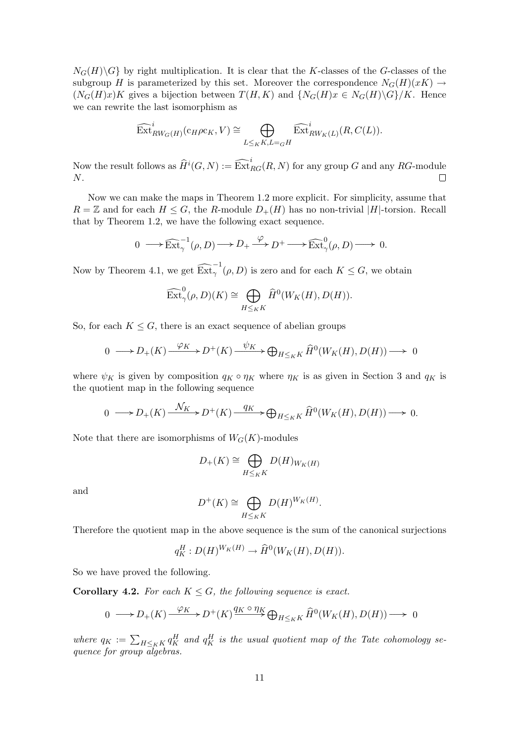$N_G(H)\backslash G\}$ by right multiplication. It is clear that the $K$-classes of the $G$-classes of the subgroup $H$ is parameterized by this set. Moreover the correspondence $N_G(H)(xK) \to (N_G(H)x)K$ gives a bijection between $T(H,K)$ and $\{N_G(H)x \in N_G(H)\backslash G\}/K$. Hence we can rewrite the last isomorphism as

$$\widehat{\mathrm{Ext}}^i_{RW_G(H)}(\mathrm{c}_H \rho \mathrm{c}_K, V) \cong \bigoplus_{L \leq_K K, L =_G H} \widehat{\mathrm{Ext}}^i_{RW_K(L)}(R, C(L)).$$

Now the result follows as $\widehat{H}^i(G,N) := \widehat{\mathrm{Ext}}^i_{RG}(R,N)$ for any group $G$ and any $RG$-module $N$. $\square$

Now we can make the maps in Theorem 1.2 more explicit. For simplicity, assume that $R = \mathbb{Z}$ and for each $H \leq G$, the $R$-module $D_+(H)$ has no non-trivial $|H|$-torsion. Recall that by Theorem 1.2, we have the following exact sequence.

$$0 \longrightarrow \widehat{\mathrm{Ext}}^{-1}_\gamma(\rho, D) \longrightarrow D_+ \xrightarrow{\varphi} D^+ \longrightarrow \widehat{\mathrm{Ext}}^0_\gamma(\rho, D) \longrightarrow 0.$$

Now by Theorem 4.1, we get $\widehat{\mathrm{Ext}}^{-1}_\gamma(\rho, D)$ is zero and for each $K \leq G$, we obtain

$$\widehat{\mathrm{Ext}}^0_\gamma(\rho, D)(K) \cong \bigoplus_{H \leq_K K} \widehat{H}^0(W_K(H), D(H)).$$

So, for each $K \leq G$, there is an exact sequence of abelian groups

$$0 \longrightarrow D_+(K) \xrightarrow{\varphi_K} D^+(K) \xrightarrow{\psi_K} \bigoplus_{H \leq_K K} \widehat{H}^0(W_K(H), D(H)) \longrightarrow 0$$

where $\psi_K$ is given by composition $q_K \circ \eta_K$ where $\eta_K$ is as given in Section 3 and $q_K$ is the quotient map in the following sequence

$$0 \longrightarrow D_+(K) \xrightarrow{\mathcal{N}_K} D^+(K) \xrightarrow{q_K} \bigoplus_{H \leq_K K} \widehat{H}^0(W_K(H), D(H)) \longrightarrow 0.$$

Note that there are isomorphisms of $W_G(K)$-modules

$$D_+(K) \cong \bigoplus_{H \leq_K K} D(H)_{W_K(H)}$$

and

$$D^+(K) \cong \bigoplus_{H \leq_K K} D(H)^{W_K(H)}.$$

Therefore the quotient map in the above sequence is the sum of the canonical surjections

$$q_K^H : D(H)^{W_K(H)} \to \widehat{H}^0(W_K(H), D(H)).$$

So we have proved the following.

**Corollary 4.2.** *For each $K \leq G$, the following sequence is exact.*

$$0 \longrightarrow D_+(K) \xrightarrow{\varphi_K} D^+(K) \xrightarrow{q_K \circ \eta_K} \bigoplus_{H \leq_K K} \widehat{H}^0(W_K(H), D(H)) \longrightarrow 0$$

*where $q_K := \sum_{H \leq_K K} q_K^H$ and $q_K^H$ is the usual quotient map of the Tate cohomology sequence for group algebras.*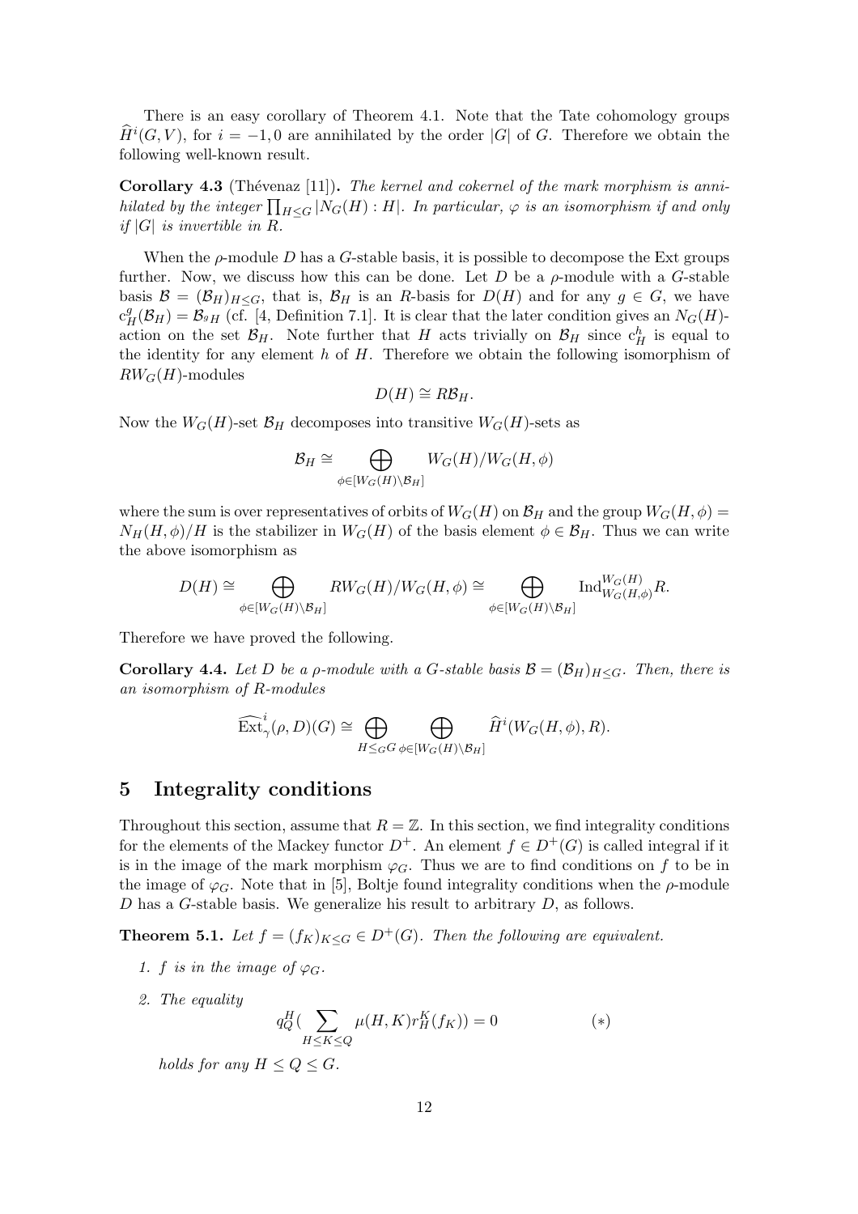There is an easy corollary of Theorem 4.1. Note that the Tate cohomology groups $\widehat{H}^i(G, V)$, for $i = -1, 0$ are annihilated by the order $|G|$ of $G$. Therefore we obtain the following well-known result.

**Corollary 4.3** (Thévenaz [11]). *The kernel and cokernel of the mark morphism is annihilated by the integer $\prod_{H \leq G} |N_G(H) : H|$. In particular, $\varphi$ is an isomorphism if and only if $|G|$ is invertible in $R$.*

When the $\rho$-module $D$ has a $G$-stable basis, it is possible to decompose the Ext groups further. Now, we discuss how this can be done. Let $D$ be a $\rho$-module with a $G$-stable basis $\mathcal{B} = (\mathcal{B}_H)_{H \leq G}$, that is, $\mathcal{B}_H$ is an $R$-basis for $D(H)$ and for any $g \in G$, we have $c_H^g(\mathcal{B}_H) = \mathcal{B}_{{}^gH}$ (cf. [4, Definition 7.1]. It is clear that the later condition gives an $N_G(H)$-action on the set $\mathcal{B}_H$. Note further that $H$ acts trivially on $\mathcal{B}_H$ since $c_H^h$ is equal to the identity for any element $h$ of $H$. Therefore we obtain the following isomorphism of $RW_G(H)$-modules

$$D(H) \cong R\mathcal{B}_H.$$

Now the $W_G(H)$-set $\mathcal{B}_H$ decomposes into transitive $W_G(H)$-sets as

$$\mathcal{B}_H \cong \bigoplus_{\phi \in [W_G(H) \backslash \mathcal{B}_H]} W_G(H)/W_G(H, \phi)$$

where the sum is over representatives of orbits of $W_G(H)$ on $\mathcal{B}_H$ and the group $W_G(H, \phi) = N_H(H, \phi)/H$ is the stabilizer in $W_G(H)$ of the basis element $\phi \in \mathcal{B}_H$. Thus we can write the above isomorphism as

$$D(H) \cong \bigoplus_{\phi \in [W_G(H) \backslash \mathcal{B}_H]} RW_G(H)/W_G(H, \phi) \cong \bigoplus_{\phi \in [W_G(H) \backslash \mathcal{B}_H]} \mathrm{Ind}_{W_G(H,\phi)}^{W_G(H)} R.$$

Therefore we have proved the following.

**Corollary 4.4.** *Let $D$ be a $\rho$-module with a $G$-stable basis $\mathcal{B} = (\mathcal{B}_H)_{H \leq G}$. Then, there is an isomorphism of $R$-modules*

$$\widehat{\mathrm{Ext}}_{\gamma}^i(\rho, D)(G) \cong \bigoplus_{H \leq_G G} \bigoplus_{\phi \in [W_G(H) \backslash \mathcal{B}_H]} \widehat{H}^i(W_G(H, \phi), R).$$

## 5 Integrality conditions

Throughout this section, assume that $R = \mathbb{Z}$. In this section, we find integrality conditions for the elements of the Mackey functor $D^+$. An element $f \in D^+(G)$ is called integral if it is in the image of the mark morphism $\varphi_G$. Thus we are to find conditions on $f$ to be in the image of $\varphi_G$. Note that in [5], Boltje found integrality conditions when the $\rho$-module $D$ has a $G$-stable basis. We generalize his result to arbitrary $D$, as follows.

**Theorem 5.1.** *Let $f = (f_K)_{K \leq G} \in D^+(G)$. Then the following are equivalent.*

1. *$f$ is in the image of $\varphi_G$.*
2. *The equality*
$$q_Q^H\Big(\sum_{H \leq K \leq Q} \mu(H, K) r_H^K(f_K)\Big) = 0 \qquad (*)$$
*holds for any $H \leq Q \leq G$.*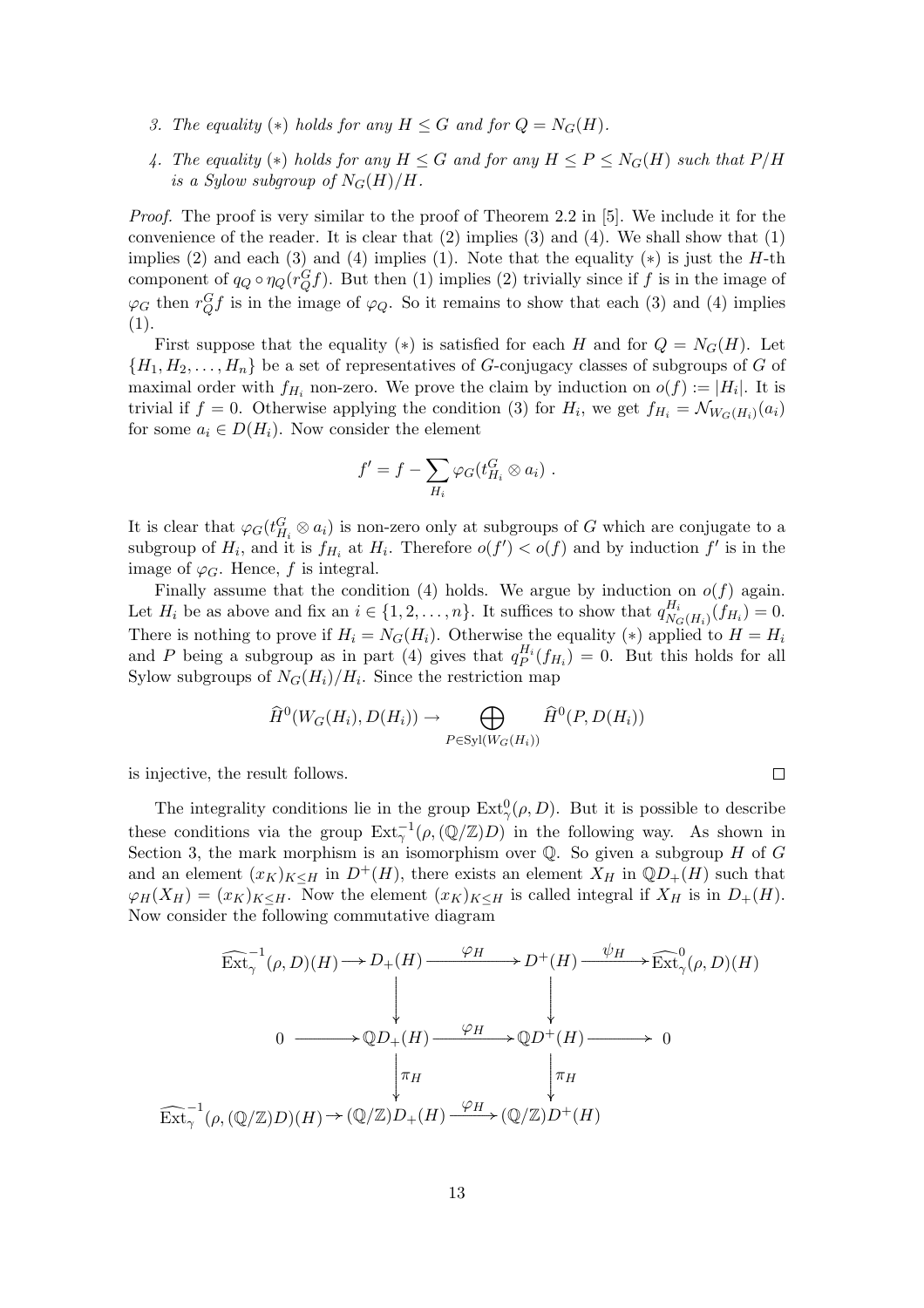3. *The equality* $(*)$ *holds for any* $H \le G$ *and for* $Q = N_G(H)$.

4. *The equality* $(*)$ *holds for any* $H \le G$ *and for any* $H \le P \le N_G(H)$ *such that* $P/H$ *is a Sylow subgroup of* $N_G(H)/H$.

*Proof.* The proof is very similar to the proof of Theorem 2.2 in [5]. We include it for the convenience of the reader. It is clear that (2) implies (3) and (4). We shall show that (1) implies (2) and each (3) and (4) implies (1). Note that the equality $(*)$ is just the $H$-th component of $q_Q \circ \eta_Q(r^G_Q f)$. But then (1) implies (2) trivially since if $f$ is in the image of $\varphi_G$ then $r^G_Q f$ is in the image of $\varphi_Q$. So it remains to show that each (3) and (4) implies (1).

First suppose that the equality $(*)$ is satisfied for each $H$ and for $Q = N_G(H)$. Let $\{H_1, H_2, \ldots, H_n\}$ be a set of representatives of $G$-conjugacy classes of subgroups of $G$ of maximal order with $f_{H_i}$ non-zero. We prove the claim by induction on $o(f) := |H_i|$. It is trivial if $f = 0$. Otherwise applying the condition (3) for $H_i$, we get $f_{H_i} = \mathcal{N}_{W_G(H_i)}(a_i)$ for some $a_i \in D(H_i)$. Now consider the element

$$f' = f - \sum_{H_i} \varphi_G(t^G_{H_i} \otimes a_i) \ .$$

It is clear that $\varphi_G(t^G_{H_i} \otimes a_i)$ is non-zero only at subgroups of $G$ which are conjugate to a subgroup of $H_i$, and it is $f_{H_i}$ at $H_i$. Therefore $o(f') < o(f)$ and by induction $f'$ is in the image of $\varphi_G$. Hence, $f$ is integral.

Finally assume that the condition (4) holds. We argue by induction on $o(f)$ again. Let $H_i$ be as above and fix an $i \in \{1, 2, \ldots, n\}$. It suffices to show that $q^{H_i}_{N_G(H_i)}(f_{H_i}) = 0$. There is nothing to prove if $H_i = N_G(H_i)$. Otherwise the equality $(*)$ applied to $H = H_i$ and $P$ being a subgroup as in part (4) gives that $q^{H_i}_P(f_{H_i}) = 0$. But this holds for all Sylow subgroups of $N_G(H_i)/H_i$. Since the restriction map

$$\widehat{H}^0(W_G(H_i), D(H_i)) \to \bigoplus_{P \in \mathrm{Syl}(W_G(H_i))} \widehat{H}^0(P, D(H_i))$$

is injective, the result follows. $\square$

The integrality conditions lie in the group $\mathrm{Ext}^0_\gamma(\rho, D)$. But it is possible to describe these conditions via the group $\mathrm{Ext}^{-1}_\gamma(\rho, (\mathbb{Q}/\mathbb{Z})D)$ in the following way. As shown in Section 3, the mark morphism is an isomorphism over $\mathbb{Q}$. So given a subgroup $H$ of $G$ and an element $(x_K)_{K \le H}$ in $D^+(H)$, there exists an element $X_H$ in $\mathbb{Q}D_+(H)$ such that $\varphi_H(X_H) = (x_K)_{K \le H}$. Now the element $(x_K)_{K \le H}$ is called integral if $X_H$ is in $D_+(H)$. Now consider the following commutative diagram

$$\begin{array}{ccccccc}
\widehat{\mathrm{Ext}}^{-1}_\gamma(\rho, D)(H) & \longrightarrow & D_+(H) & \xrightarrow{\varphi_H} & D^+(H) & \xrightarrow{\psi_H} & \widehat{\mathrm{Ext}}^{0}_\gamma(\rho, D)(H) \\
 & & \downarrow & & \downarrow & & \\
0 & \longrightarrow & \mathbb{Q}D_+(H) & \xrightarrow{\varphi_H} & \mathbb{Q}D^+(H) & \longrightarrow & 0 \\
 & & \downarrow \pi_H & & \downarrow \pi_H & & \\
\widehat{\mathrm{Ext}}^{-1}_\gamma(\rho, (\mathbb{Q}/\mathbb{Z})D)(H) & \longrightarrow & (\mathbb{Q}/\mathbb{Z})D_+(H) & \xrightarrow{\varphi_H} & (\mathbb{Q}/\mathbb{Z})D^+(H) & &
\end{array}$$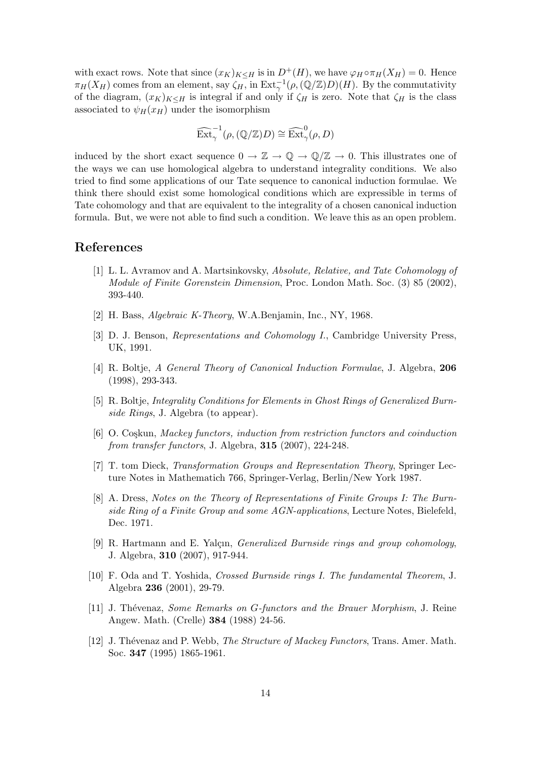with exact rows. Note that since $(x_K)_{K\le H}$ is in $D^+(H)$, we have $\varphi_H \circ \pi_H(X_H) = 0$. Hence $\pi_H(X_H)$ comes from an element, say $\zeta_H$, in $\mathrm{Ext}_\gamma^{-1}(\rho, (\mathbb{Q}/\mathbb{Z})D)(H)$. By the commutativity of the diagram, $(x_K)_{K\le H}$ is integral if and only if $\zeta_H$ is zero. Note that $\zeta_H$ is the class associated to $\psi_H(x_H)$ under the isomorphism

$$\widehat{\mathrm{Ext}}_\gamma^{-1}(\rho, (\mathbb{Q}/\mathbb{Z})D) \cong \widehat{\mathrm{Ext}}_\gamma^{0}(\rho, D)$$

induced by the short exact sequence $0 \to \mathbb{Z} \to \mathbb{Q} \to \mathbb{Q}/\mathbb{Z} \to 0$. This illustrates one of the ways we can use homological algebra to understand integrality conditions. We also tried to find some applications of our Tate sequence to canonical induction formulae. We think there should exist some homological conditions which are expressible in terms of Tate cohomology and that are equivalent to the integrality of a chosen canonical induction formula. But, we were not able to find such a condition. We leave this as an open problem.

## References

[1] L. L. Avramov and A. Martsinkovsky, *Absolute, Relative, and Tate Cohomology of Module of Finite Gorenstein Dimension*, Proc. London Math. Soc. (3) 85 (2002), 393-440.

[2] H. Bass, *Algebraic K-Theory*, W.A.Benjamin, Inc., NY, 1968.

[3] D. J. Benson, *Representations and Cohomology I.*, Cambridge University Press, UK, 1991.

[4] R. Boltje, *A General Theory of Canonical Induction Formulae*, J. Algebra, **206** (1998), 293-343.

[5] R. Boltje, *Integrality Conditions for Elements in Ghost Rings of Generalized Burnside Rings*, J. Algebra (to appear).

[6] O. Coşkun, *Mackey functors, induction from restriction functors and coinduction from transfer functors*, J. Algebra, **315** (2007), 224-248.

[7] T. tom Dieck, *Transformation Groups and Representation Theory*, Springer Lecture Notes in Mathematich 766, Springer-Verlag, Berlin/New York 1987.

[8] A. Dress, *Notes on the Theory of Representations of Finite Groups I: The Burnside Ring of a Finite Group and some AGN-applications*, Lecture Notes, Bielefeld, Dec. 1971.

[9] R. Hartmann and E. Yalçın, *Generalized Burnside rings and group cohomology*, J. Algebra, **310** (2007), 917-944.

[10] F. Oda and T. Yoshida, *Crossed Burnside rings I. The fundamental Theorem*, J. Algebra **236** (2001), 29-79.

[11] J. Thévenaz, *Some Remarks on G-functors and the Brauer Morphism*, J. Reine Angew. Math. (Crelle) **384** (1988) 24-56.

[12] J. Thévenaz and P. Webb, *The Structure of Mackey Functors*, Trans. Amer. Math. Soc. **347** (1995) 1865-1961.